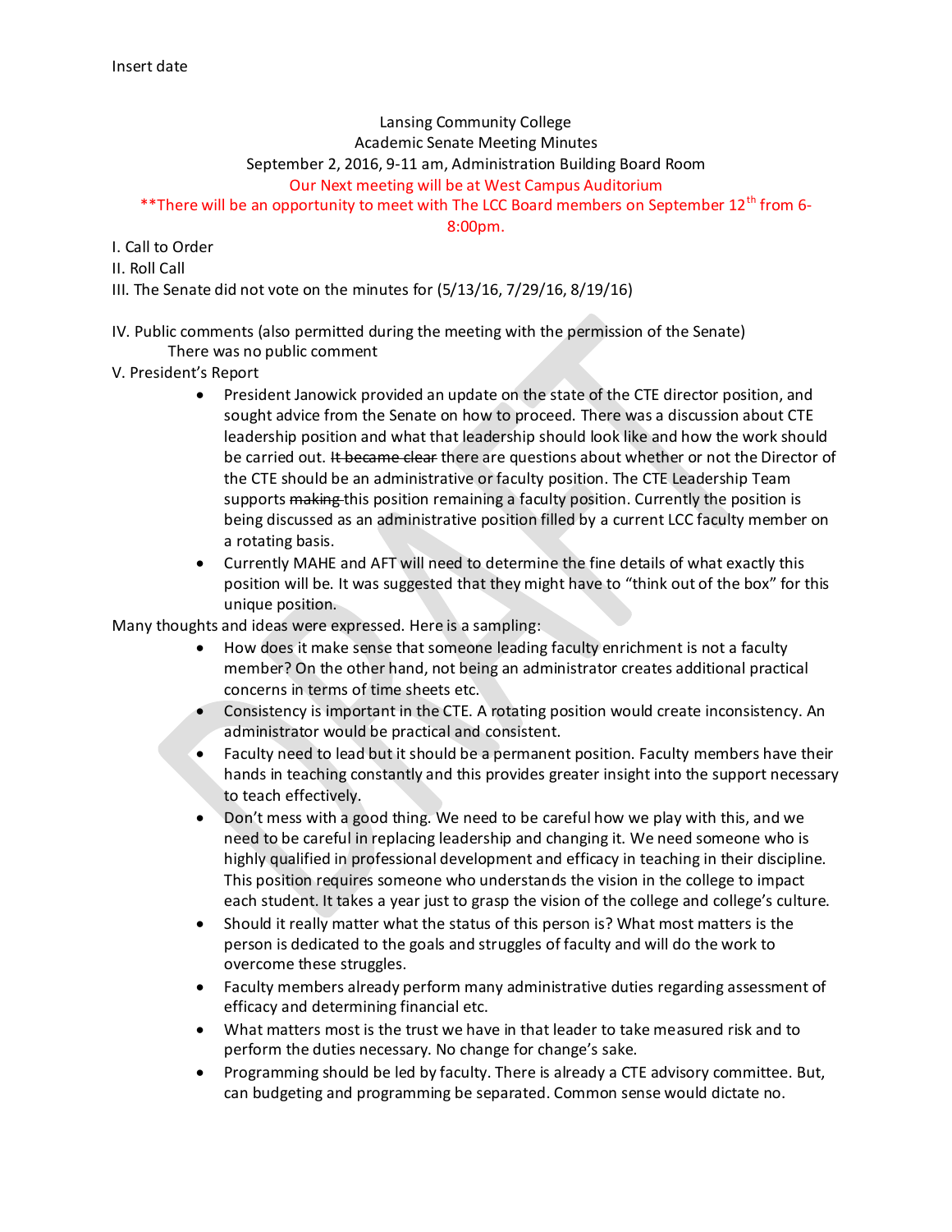Insert date

Lansing Community College
Academic Senate Meeting Minutes
September 2, 2016, 9-11 am, Administration Building Board Room
Our Next meeting will be at West Campus Auditorium
**There will be an opportunity to meet with The LCC Board members on September 12th from 6-8:00pm.

I. Call to Order
II. Roll Call
III. The Senate did not vote on the minutes for (5/13/16, 7/29/16, 8/19/16)

IV. Public comments (also permitted during the meeting with the permission of the Senate)
There was no public comment
V. President's Report

- President Janowick provided an update on the state of the CTE director position, and sought advice from the Senate on how to proceed. There was a discussion about CTE leadership position and what that leadership should look like and how the work should be carried out. ~~It became clear~~ there are questions about whether or not the Director of the CTE should be an administrative or faculty position. The CTE Leadership Team supports ~~making~~ this position remaining a faculty position. Currently the position is being discussed as an administrative position filled by a current LCC faculty member on a rotating basis.
- Currently MAHE and AFT will need to determine the fine details of what exactly this position will be. It was suggested that they might have to "think out of the box" for this unique position.

Many thoughts and ideas were expressed. Here is a sampling:

- How does it make sense that someone leading faculty enrichment is not a faculty member? On the other hand, not being an administrator creates additional practical concerns in terms of time sheets etc.
- Consistency is important in the CTE. A rotating position would create inconsistency. An administrator would be practical and consistent.
- Faculty need to lead but it should be a permanent position. Faculty members have their hands in teaching constantly and this provides greater insight into the support necessary to teach effectively.
- Don't mess with a good thing. We need to be careful how we play with this, and we need to be careful in replacing leadership and changing it. We need someone who is highly qualified in professional development and efficacy in teaching in their discipline. This position requires someone who understands the vision in the college to impact each student. It takes a year just to grasp the vision of the college and college's culture.
- Should it really matter what the status of this person is? What most matters is the person is dedicated to the goals and struggles of faculty and will do the work to overcome these struggles.
- Faculty members already perform many administrative duties regarding assessment of efficacy and determining financial etc.
- What matters most is the trust we have in that leader to take measured risk and to perform the duties necessary. No change for change's sake.
- Programming should be led by faculty. There is already a CTE advisory committee. But, can budgeting and programming be separated. Common sense would dictate no.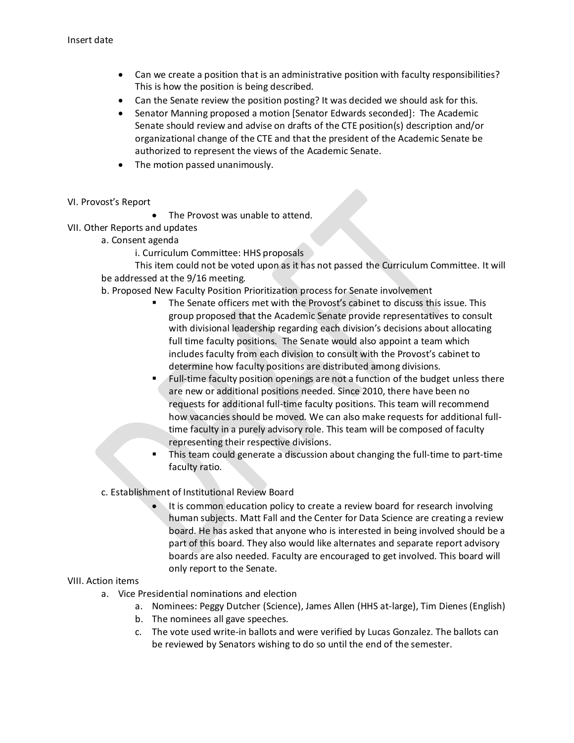- Can we create a position that is an administrative position with faculty responsibilities? This is how the position is being described.
- Can the Senate review the position posting? It was decided we should ask for this.
- Senator Manning proposed a motion [Senator Edwards seconded]: The Academic Senate should review and advise on drafts of the CTE position(s) description and/or organizational change of the CTE and that the president of the Academic Senate be authorized to represent the views of the Academic Senate.
- The motion passed unanimously.

VI. Provost's Report

- The Provost was unable to attend.

VII. Other Reports and updates

a. Consent agenda

i. Curriculum Committee: HHS proposals

This item could not be voted upon as it has not passed the Curriculum Committee. It will be addressed at the 9/16 meeting.

b. Proposed New Faculty Position Prioritization process for Senate involvement

- The Senate officers met with the Provost's cabinet to discuss this issue. This group proposed that the Academic Senate provide representatives to consult with divisional leadership regarding each division's decisions about allocating full time faculty positions. The Senate would also appoint a team which includes faculty from each division to consult with the Provost's cabinet to determine how faculty positions are distributed among divisions.
- Full-time faculty position openings are not a function of the budget unless there are new or additional positions needed. Since 2010, there have been no requests for additional full-time faculty positions. This team will recommend how vacancies should be moved. We can also make requests for additional full-time faculty in a purely advisory role. This team will be composed of faculty representing their respective divisions.
- This team could generate a discussion about changing the full-time to part-time faculty ratio.

c. Establishment of Institutional Review Board

- It is common education policy to create a review board for research involving human subjects. Matt Fall and the Center for Data Science are creating a review board. He has asked that anyone who is interested in being involved should be a part of this board. They also would like alternates and separate report advisory boards are also needed. Faculty are encouraged to get involved. This board will only report to the Senate.

VIII. Action items

a. Vice Presidential nominations and election

  a. Nominees: Peggy Dutcher (Science), James Allen (HHS at-large), Tim Dienes (English)
  b. The nominees all gave speeches.
  c. The vote used write-in ballots and were verified by Lucas Gonzalez. The ballots can be reviewed by Senators wishing to do so until the end of the semester.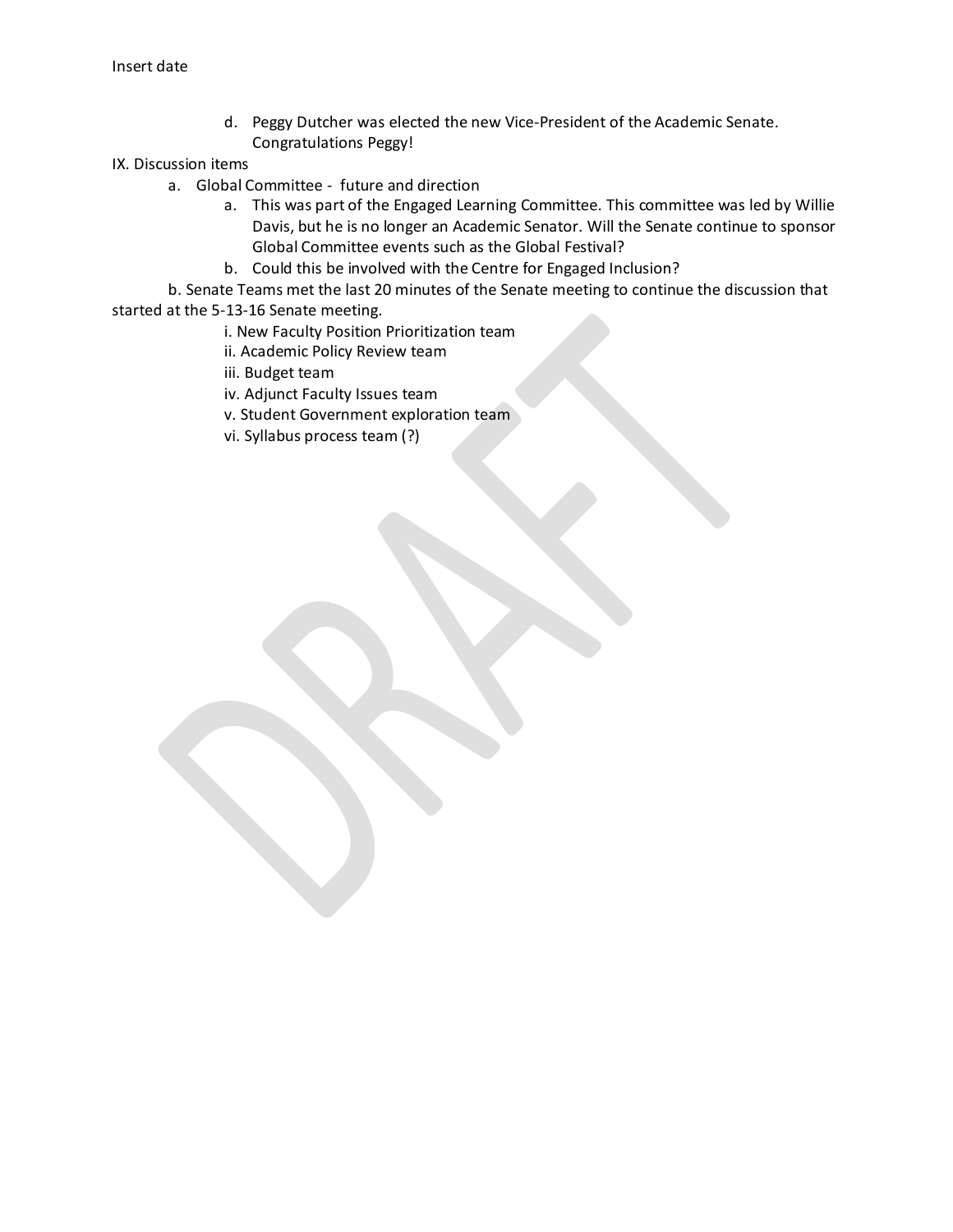d. Peggy Dutcher was elected the new Vice-President of the Academic Senate. Congratulations Peggy!

IX. Discussion items

- a. Global Committee - future and direction
  - a. This was part of the Engaged Learning Committee. This committee was led by Willie Davis, but he is no longer an Academic Senator. Will the Senate continue to sponsor Global Committee events such as the Global Festival?
  - b. Could this be involved with the Centre for Engaged Inclusion?
- b. Senate Teams met the last 20 minutes of the Senate meeting to continue the discussion that started at the 5-13-16 Senate meeting.
  - i. New Faculty Position Prioritization team
  - ii. Academic Policy Review team
  - iii. Budget team
  - iv. Adjunct Faculty Issues team
  - v. Student Government exploration team
  - vi. Syllabus process team (?)